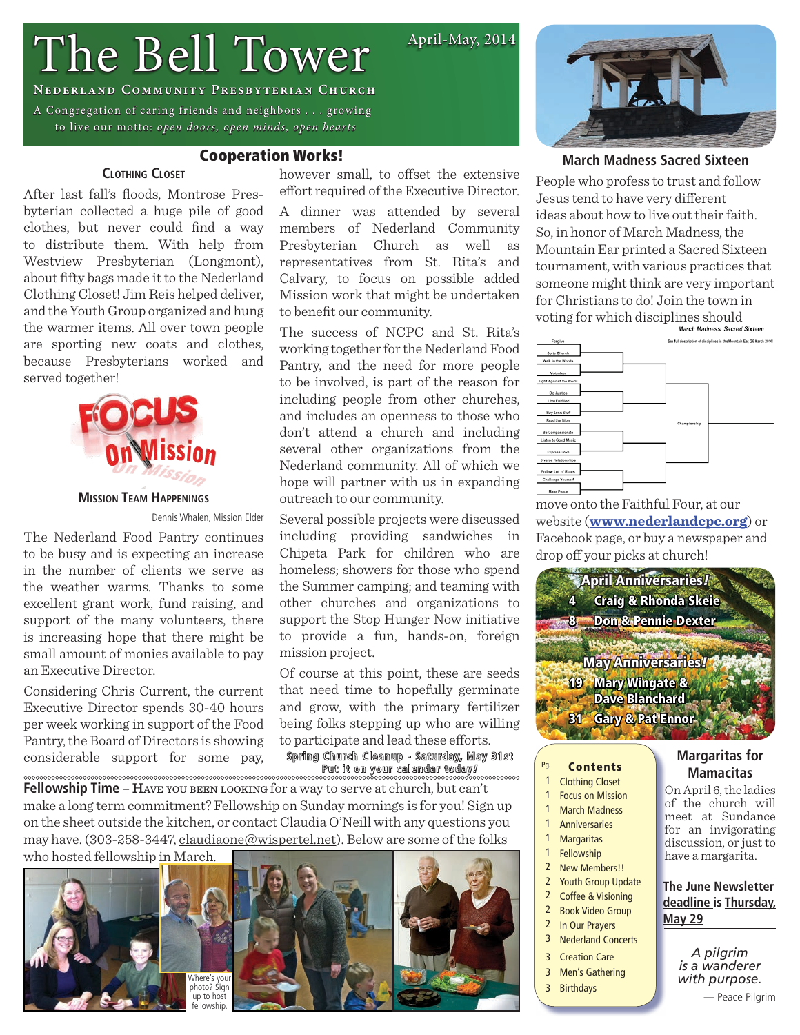# The Bell Tower

April-May, 2014

**Nederland Community Presbyterian Church**

A Congregation of caring friends and neighbors . . . growing to live our motto: *open doors, open minds, open hearts*

## Cooperation Works!

### Clothing Closet

After last fall's floods, Montrose Presbyterian collected a huge pile of good clothes, but never could find a way to distribute them. With help from Westview Presbyterian (Longmont), about fifty bags made it to the Nederland Clothing Closet! Jim Reis helped deliver, and the Youth Group organized and hung the warmer items. All over town people are sporting new coats and clothes, because Presbyterians worked and served together!

### Mission Team Happenings

Dennis Whalen, Mission Elder

The Nederland Food Pantry continues to be busy and is expecting an increase in the number of clients we serve as the weather warms. Thanks to some excellent grant work, fund raising, and support of the many volunteers, there is increasing hope that there might be small amount of monies available to pay an Executive Director.

Considering Chris Current, the current Executive Director spends 30-40 hours per week working in support of the Food Pantry, the Board of Directors is showing considerable support for some pay, however small, to offset the extensive effort required of the Executive Director.

A dinner was attended by several members of Nederland Community Presbyterian Church as well as representatives from St. Rita's and Calvary, to focus on possible added Mission work that might be undertaken to benefit our community.

The success of NCPC and St. Rita's working together for the Nederland Food Pantry, and the need for more people to be involved, is part of the reason for including people from other churches, and includes an openness to those who don't attend a church and including several other organizations from the Nederland community. All of which we hope will partner with us in expanding outreach to our community.

Several possible projects were discussed including providing sandwiches in Chipeta Park for children who are homeless; showers for those who spend the Summer camping; and teaming with other churches and organizations to support the Stop Hunger Now initiative to provide a fun, hands-on, foreign mission project.

Of course at this point, these are seeds that need time to hopefully germinate and grow, with the primary fertilizer being folks stepping up who are willing to participate and lead these efforts.

**Spring Church Cleanup - Saturday, May 31st**
***Put it on your calendar today!***

## March Madness Sacred Sixteen

People who profess to trust and follow Jesus tend to have very different ideas about how to live out their faith. So, in honor of March Madness, the Mountain Ear printed a Sacred Sixteen tournament, with various practices that someone might think are very important for Christians to do! Join the town in voting for which disciplines should move onto the Faithful Four, at our website (**www.nederlandcpc.org**) or Facebook page, or buy a newspaper and drop off your picks at church!

March Madness, Sacred Sixteen — See full description of disciplines in the Mountain Ear 26 March 2014!

Forgive; Go to Church; Walk in the Woods; Volunteer; Fight Against the World; Do Justice; Live Fulfilled; Buy Less Stuff; Read the Bible; Be Compassionate; Listen to Good Music; Express Love; Diverse Relationships; Follow Lot of Rules; Challenge Yourself; Make Peace — Championship

## April Anniversaries!

4 Craig & Rhonda Skeie
8 Don & Pennie Dexter

## May Anniversaries!

19 Mary Wingate & Dave Blanchard
31 Gary & Pat Ennor

## Fellowship Time

**Fellowship Time** – Have you been looking for a way to serve at church, but can't make a long term commitment? Fellowship on Sunday mornings is for you! Sign up on the sheet outside the kitchen, or contact Claudia O'Neill with any questions you may have. (303-258-3447, claudiaone@wispertel.net). Below are some of the folks who hosted fellowship in March.

Where's your photo? Sign up to host fellowship.

## Contents

| Pg. | Contents |
|---|---|
| 1 | Clothing Closet |
| 1 | Focus on Mission |
| 1 | March Madness |
| 1 | Anniversaries |
| 1 | Margaritas |
| 1 | Fellowship |
| 2 | New Members!! |
| 2 | Youth Group Update |
| 2 | Coffee & Visioning |
| 2 | ~~Book~~ Video Group |
| 2 | In Our Prayers |
| 3 | Nederland Concerts |
| 3 | Creation Care |
| 3 | Men's Gathering |
| 3 | Birthdays |

## Margaritas for Mamacitas

On April 6, the ladies of the church will meet at Sundance for an invigorating discussion, or just to have a margarita.

**The June Newsletter deadline is Thursday, May 29**

*A pilgrim is a wanderer with purpose.*
— Peace Pilgrim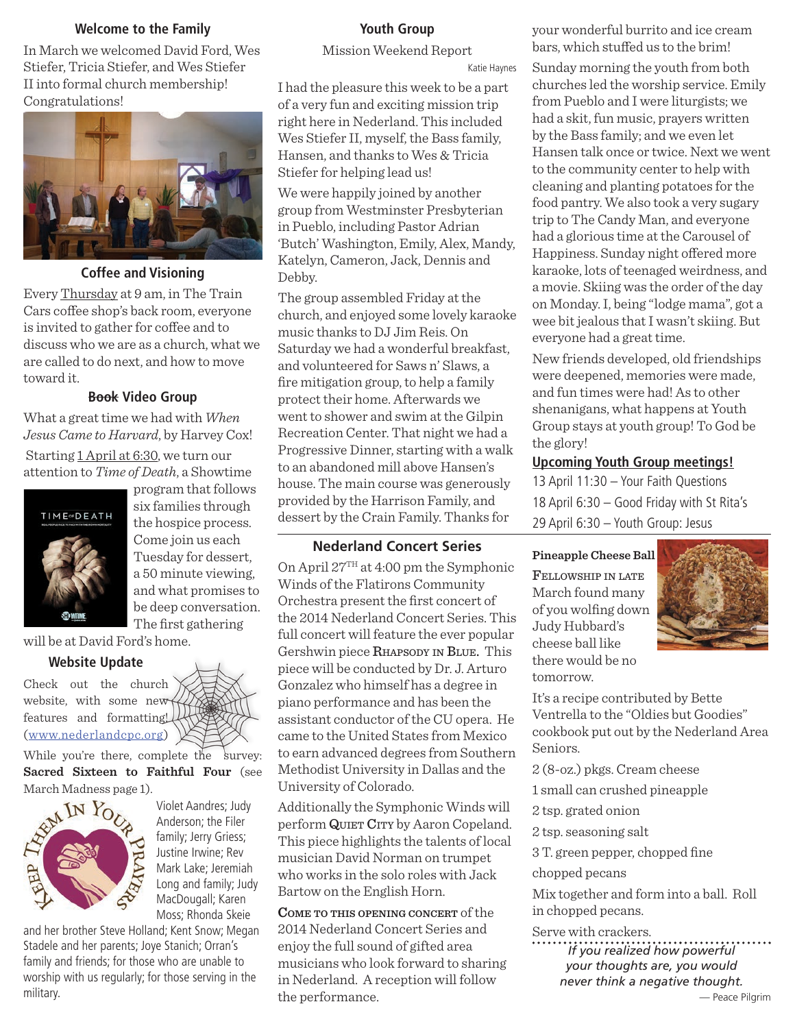## Welcome to the Family

In March we welcomed David Ford, Wes Stiefer, Tricia Stiefer, and Wes Stiefer II into formal church membership! Congratulations!

## Coffee and Visioning

Every Thursday at 9 am, in The Train Cars coffee shop's back room, everyone is invited to gather for coffee and to discuss who we are as a church, what we are called to do next, and how to move toward it.

## ~~Book~~ Video Group

What a great time we had with *When Jesus Came to Harvard*, by Harvey Cox!

Starting 1 April at 6:30, we turn our attention to *Time of Death*, a Showtime program that follows six families through the hospice process. Come join us each Tuesday for dessert, a 50 minute viewing, and what promises to be deep conversation. The first gathering will be at David Ford's home.

## Website Update

Check out the church website, with some new features and formatting! (www.nederlandcpc.org)

While you're there, complete the survey: **Sacred Sixteen to Faithful Four** (see March Madness page 1).

**Keep Them In Your Prayers**

Violet Aandres; Judy Anderson; the Filer family; Jerry Griess; Justine Irwine; Rev Mark Lake; Jeremiah Long and family; Judy MacDougall; Karen Moss; Rhonda Skeie and her brother Steve Holland; Kent Snow; Megan Stadele and her parents; Joye Stanich; Orran's family and friends; for those who are unable to worship with us regularly; for those serving in the military.

## Youth Group

Mission Weekend Report

Katie Haynes

I had the pleasure this week to be a part of a very fun and exciting mission trip right here in Nederland. This included Wes Stiefer II, myself, the Bass family, Hansen, and thanks to Wes & Tricia Stiefer for helping lead us!

We were happily joined by another group from Westminster Presbyterian in Pueblo, including Pastor Adrian 'Butch' Washington, Emily, Alex, Mandy, Katelyn, Cameron, Jack, Dennis and Debby.

The group assembled Friday at the church, and enjoyed some lovely karaoke music thanks to DJ Jim Reis. On Saturday we had a wonderful breakfast, and volunteered for Saws n' Slaws, a fire mitigation group, to help a family protect their home. Afterwards we went to shower and swim at the Gilpin Recreation Center. That night we had a Progressive Dinner, starting with a walk to an abandoned mill above Hansen's house. The main course was generously provided by the Harrison Family, and dessert by the Crain Family. Thanks for your wonderful burrito and ice cream bars, which stuffed us to the brim!

Sunday morning the youth from both churches led the worship service. Emily from Pueblo and I were liturgists; we had a skit, fun music, prayers written by the Bass family; and we even let Hansen talk once or twice. Next we went to the community center to help with cleaning and planting potatoes for the food pantry. We also took a very sugary trip to The Candy Man, and everyone had a glorious time at the Carousel of Happiness. Sunday night offered more karaoke, lots of teenaged weirdness, and a movie. Skiing was the order of the day on Monday. I, being "lodge mama", got a wee bit jealous that I wasn't skiing. But everyone had a great time.

New friends developed, old friendships were deepened, memories were made, and fun times were had! As to other shenanigans, what happens at Youth Group stays at youth group! To God be the glory!

### Upcoming Youth Group meetings!

13 April 11:30 – Your Faith Questions

18 April 6:30 – Good Friday with St Rita's

29 April 6:30 – Youth Group: Jesus

## Nederland Concert Series

On April 27TH at 4:00 pm the Symphonic Winds of the Flatirons Community Orchestra present the first concert of the 2014 Nederland Concert Series. This full concert will feature the ever popular Gershwin piece RHAPSODY IN BLUE. This piece will be conducted by Dr. J. Arturo Gonzalez who himself has a degree in piano performance and has been the assistant conductor of the CU opera. He came to the United States from Mexico to earn advanced degrees from Southern Methodist University in Dallas and the University of Colorado.

Additionally the Symphonic Winds will perform QUIET CITY by Aaron Copeland. This piece highlights the talents of local musician David Norman on trumpet who works in the solo roles with Jack Bartow on the English Horn.

COME TO THIS OPENING CONCERT of the 2014 Nederland Concert Series and enjoy the full sound of gifted area musicians who look forward to sharing in Nederland. A reception will follow the performance.

## Pineapple Cheese Ball

FELLOWSHIP IN LATE March found many of you wolfing down Judy Hubbard's cheese ball like there would be no tomorrow.

It's a recipe contributed by Bette Ventrella to the "Oldies but Goodies" cookbook put out by the Nederland Area Seniors.

2 (8-oz.) pkgs. Cream cheese

1 small can crushed pineapple

2 tsp. grated onion

2 tsp. seasoning salt

3 T. green pepper, chopped fine

chopped pecans

Mix together and form into a ball. Roll in chopped pecans.

Serve with crackers.

*If you realized how powerful your thoughts are, you would never think a negative thought.*

— Peace Pilgrim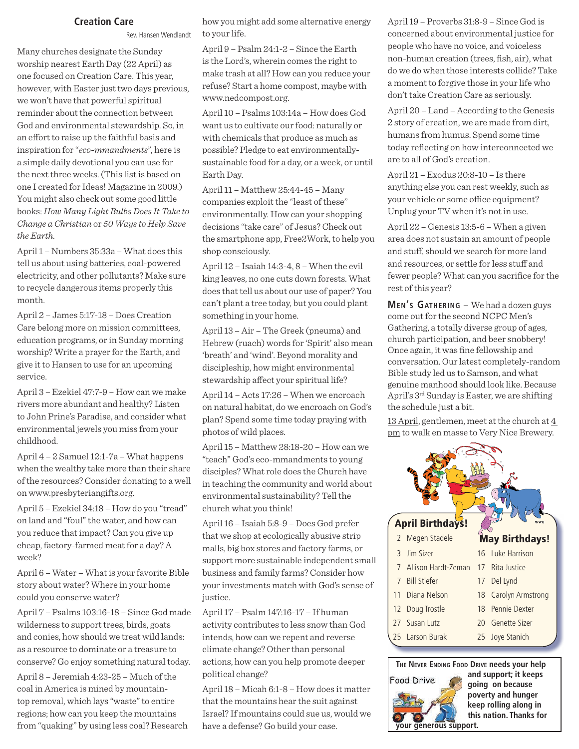## Creation Care

Rev. Hansen Wendlandt

Many churches designate the Sunday worship nearest Earth Day (22 April) as one focused on Creation Care. This year, however, with Easter just two days previous, we won't have that powerful spiritual reminder about the connection between God and environmental stewardship. So, in an effort to raise up the faithful basis and inspiration for "*eco-mmandments*", here is a simple daily devotional you can use for the next three weeks. (This list is based on one I created for Ideas! Magazine in 2009.) You might also check out some good little books: *How Many Light Bulbs Does It Take to Change a Christian* or *50 Ways to Help Save the Earth.*

April 1 – Numbers 35:33a – What does this tell us about using batteries, coal-powered electricity, and other pollutants? Make sure to recycle dangerous items properly this month.

April 2 – James 5:17-18 – Does Creation Care belong more on mission committees, education programs, or in Sunday morning worship? Write a prayer for the Earth, and give it to Hansen to use for an upcoming service.

April 3 – Ezekiel 47:7-9 – How can we make rivers more abundant and healthy? Listen to John Prine's Paradise, and consider what environmental jewels you miss from your childhood.

April 4 – 2 Samuel 12:1-7a – What happens when the wealthy take more than their share of the resources? Consider donating to a well on www.presbyteriangifts.org.

April 5 – Ezekiel 34:18 – How do you "tread" on land and "foul" the water, and how can you reduce that impact? Can you give up cheap, factory-farmed meat for a day? A week?

April 6 – Water – What is your favorite Bible story about water? Where in your home could you conserve water?

April 7 – Psalms 103:16-18 – Since God made wilderness to support trees, birds, goats and conies, how should we treat wild lands: as a resource to dominate or a treasure to conserve? Go enjoy something natural today.

April 8 – Jeremiah 4:23-25 – Much of the coal in America is mined by mountain-top removal, which lays "waste" to entire regions; how can you keep the mountains from "quaking" by using less coal? Research how you might add some alternative energy to your life.

April 9 – Psalm 24:1-2 – Since the Earth is the Lord's, wherein comes the right to make trash at all? How can you reduce your refuse? Start a home compost, maybe with www.nedcompost.org.

April 10 – Psalms 103:14a – How does God want us to cultivate our food: naturally or with chemicals that produce as much as possible? Pledge to eat environmentally-sustainable food for a day, or a week, or until Earth Day.

April 11 – Matthew 25:44-45 – Many companies exploit the "least of these" environmentally. How can your shopping decisions "take care" of Jesus? Check out the smartphone app, Free2Work, to help you shop consciously.

April 12 – Isaiah 14:3-4, 8 – When the evil king leaves, no one cuts down forests. What does that tell us about our use of paper? You can't plant a tree today, but you could plant something in your home.

April 13 – Air – The Greek (pneuma) and Hebrew (ruach) words for 'Spirit' also mean 'breath' and 'wind'. Beyond morality and discipleship, how might environmental stewardship affect your spiritual life?

April 14 – Acts 17:26 – When we encroach on natural habitat, do we encroach on God's plan? Spend some time today praying with photos of wild places.

April 15 – Matthew 28:18-20 – How can we "teach" God's eco-mmandments to young disciples? What role does the Church have in teaching the community and world about environmental sustainability? Tell the church what you think!

April 16 – Isaiah 5:8-9 – Does God prefer that we shop at ecologically abusive strip malls, big box stores and factory farms, or support more sustainable independent small business and family farms? Consider how your investments match with God's sense of justice.

April 17 – Psalm 147:16-17 – If human activity contributes to less snow than God intends, how can we repent and reverse climate change? Other than personal actions, how can you help promote deeper political change?

April 18 – Micah 6:1-8 – How does it matter that the mountains hear the suit against Israel? If mountains could sue us, would we have a defense? Go build your case.

April 19 – Proverbs 31:8-9 – Since God is concerned about environmental justice for people who have no voice, and voiceless non-human creation (trees, fish, air), what do we do when those interests collide? Take a moment to forgive those in your life who don't take Creation Care as seriously.

April 20 – Land – According to the Genesis 2 story of creation, we are made from dirt, humans from humus. Spend some time today reflecting on how interconnected we are to all of God's creation.

April 21 – Exodus 20:8-10 – Is there anything else you can rest weekly, such as your vehicle or some office equipment? Unplug your TV when it's not in use.

April 22 – Genesis 13:5-6 – When a given area does not sustain an amount of people and stuff, should we search for more land and resources, or settle for less stuff and fewer people? What can you sacrifice for the rest of this year?

**Men's Gathering** – We had a dozen guys come out for the second NCPC Men's Gathering, a totally diverse group of ages, church participation, and beer snobbery! Once again, it was fine fellowship and conversation. Our latest completely-random Bible study led us to Samson, and what genuine manhood should look like. Because April's 3rd Sunday is Easter, we are shifting the schedule just a bit.

13 April, gentlemen, meet at the church at 4 pm to walk en masse to Very Nice Brewery.

### April Birthdays!

| | |
|---|---|
| 2 | Megen Stadele |
| 3 | Jim Sizer |
| 7 | Allison Hardt-Zeman |
| 7 | Bill Stiefer |
| 11 | Diana Nelson |
| 12 | Doug Trostle |
| 27 | Susan Lutz |
| 25 | Larson Burak |

### May Birthdays!

| | |
|---|---|
| 16 | Luke Harrison |
| 17 | Rita Justice |
| 17 | Del Lynd |
| 18 | Carolyn Armstrong |
| 18 | Pennie Dexter |
| 20 | Genette Sizer |
| 25 | Joye Stanich |

**The Never Ending Food Drive needs your help and support; it keeps going on because poverty and hunger keep rolling along in this nation. Thanks for your generous support.**